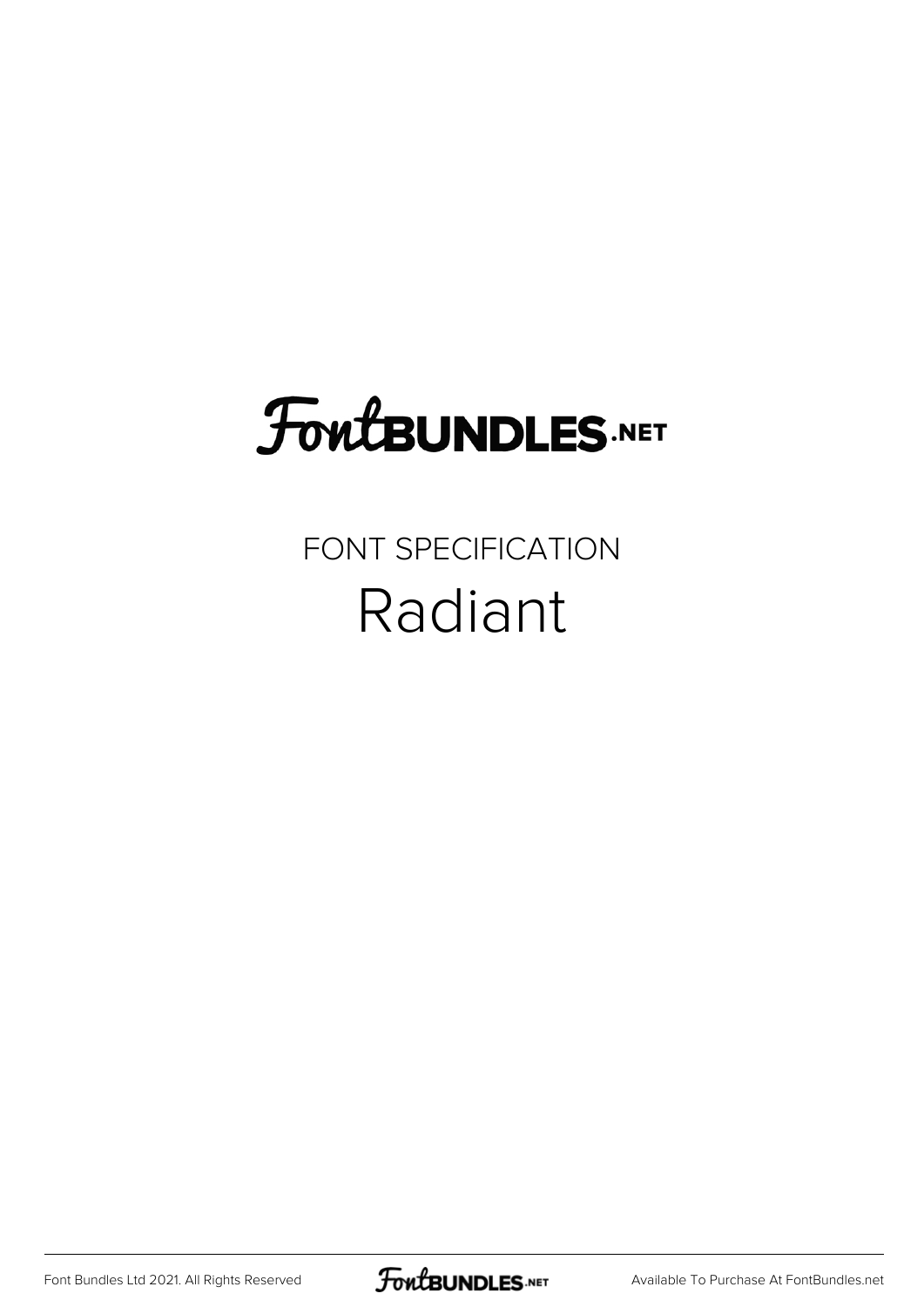# FontBUNDLES.NET

FONT SPECIFICATION

## Radiant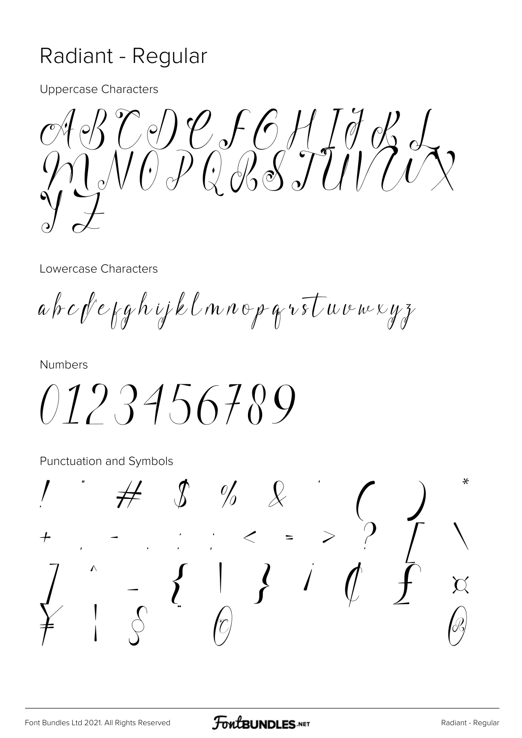# Radiant - Regular

Uppercase Characters

A B C D E F G H I J K L M N O P Q R S T U V W X Y Z

Lowercase Characters

a b c d e f g h i j k l m n o p q r s t u v w x y z

Numbers

0 1 2 3 4 5 6 7 8 9

Punctuation and Symbols

! " # $ % & ' ( ) * + , - . / : ; < = > ? [ \ ] ^ _ { | } ¡ ¢ £ ¤ ¥ ¦ § ¨ © ®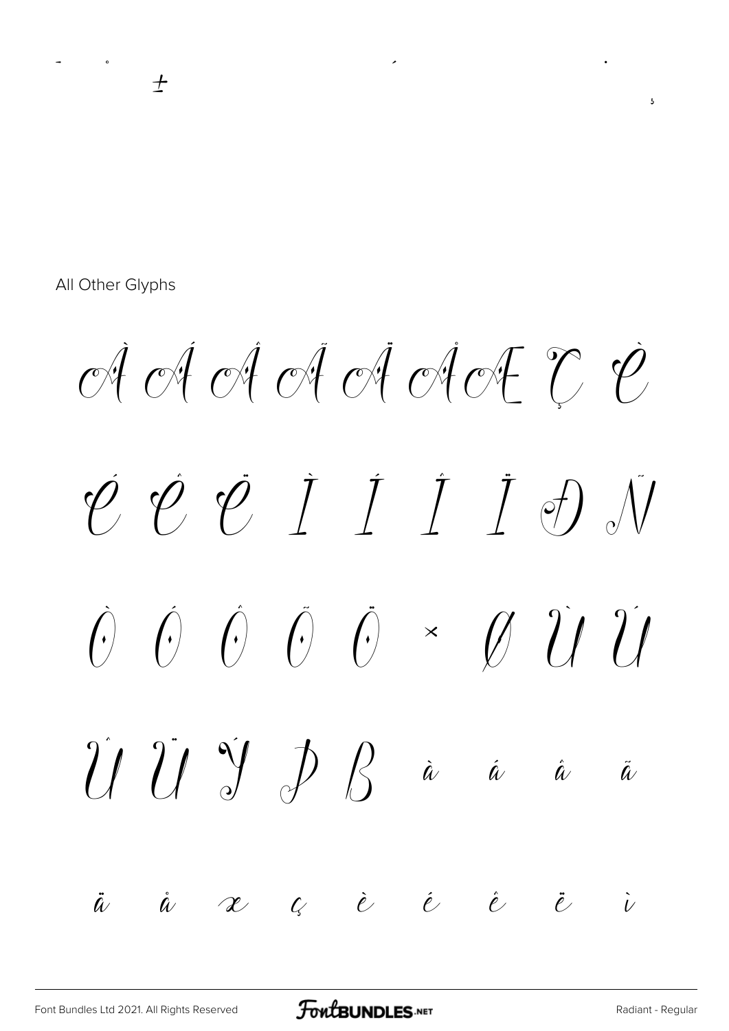- ° ´ ·

±

¸

All Other Glyphs

À Á Â Ã Ä Å Æ Ç È

É Ê Ë Ì Í Î Ï Ð Ñ

Ò Ó Ô Õ Ö × Ø Ù Ú

Û Ü Ý Þ ß à á â ã

ä å æ ç è é ê ë ì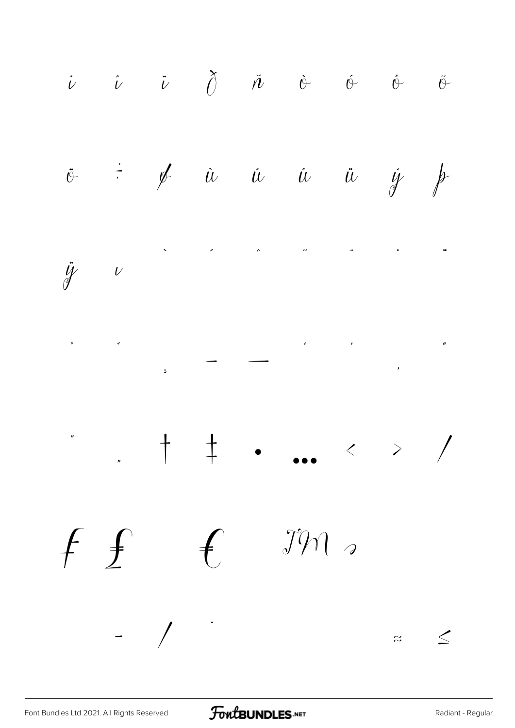í î ï ð ñ ò ó ô õ

ö ÷ ø ù ú û ü ý þ

ÿ ı ˋ ˊ ˆ ˜ ˉ ˙ ¨

˚ ˇ ¸ – — ' ' ‚ "

" „ † ‡ • … ‹ › ⁄

ƒ £ € ™ ∂

- ∕ · ≈ ≤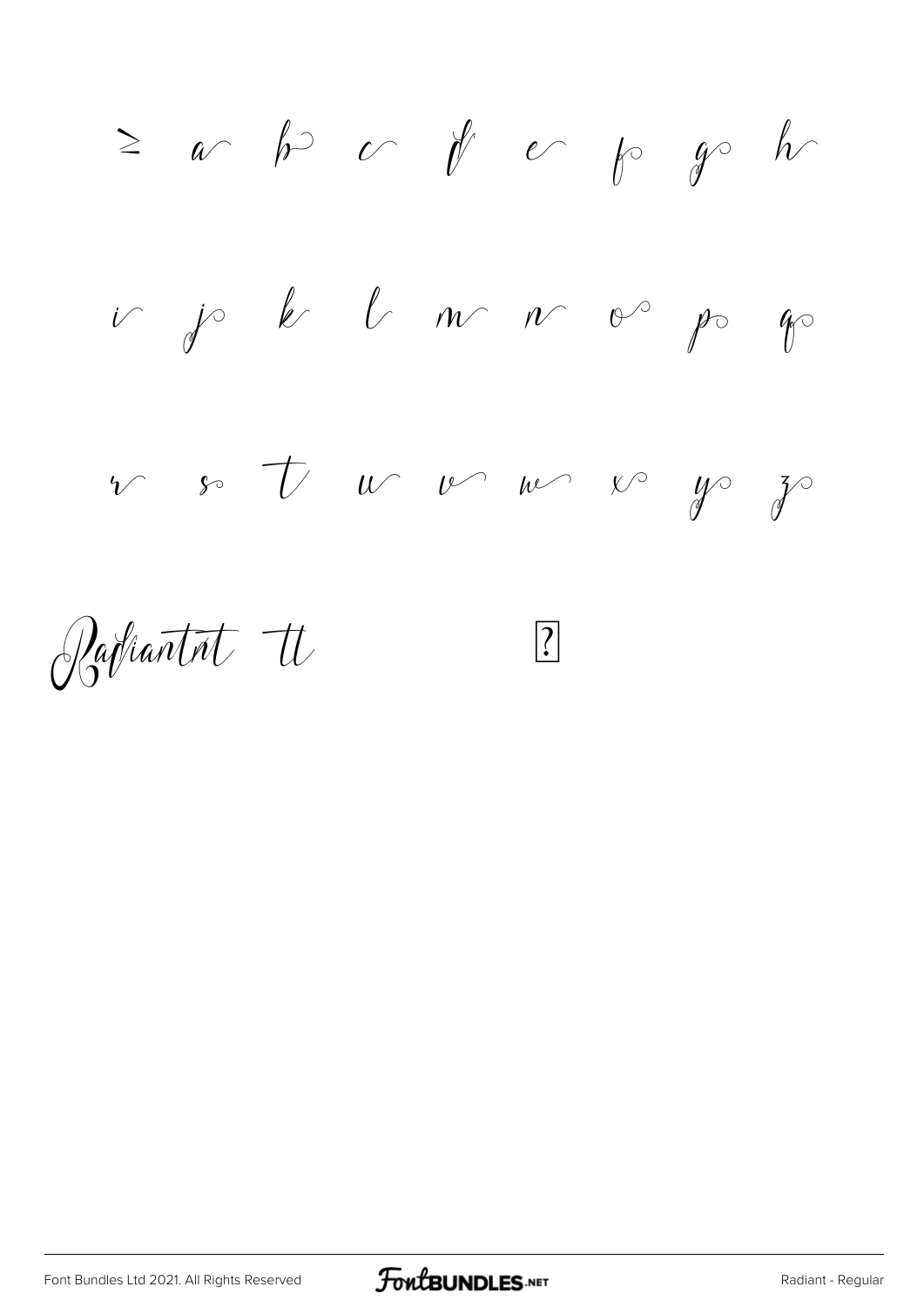≥ a b c d e f g h

i j k l m n o p q

r s t u v w x y z

Radiantat tl ?